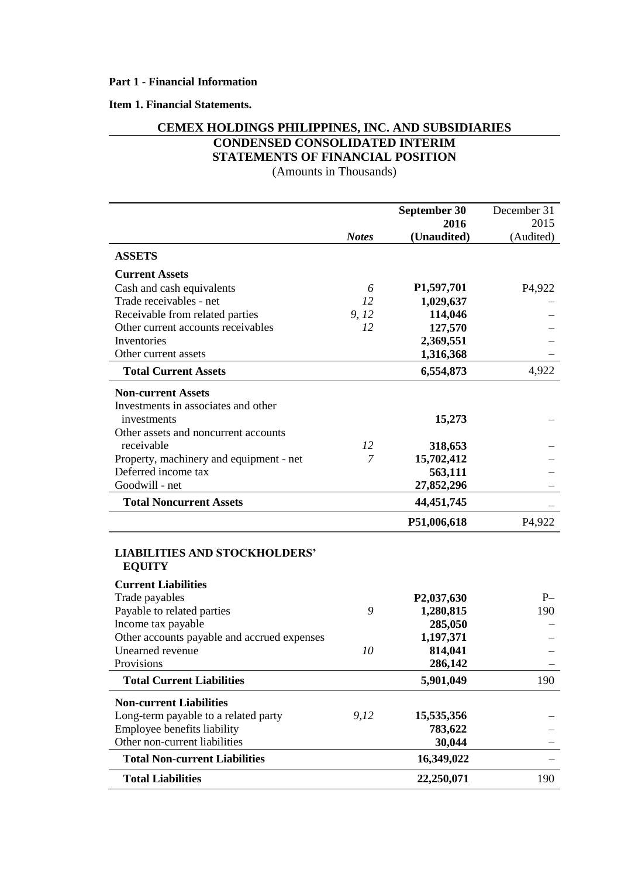**Part 1 - Financial Information**

**Item 1. Financial Statements.**

# CEMEX HOLDINGS PHILIPPINES, INC. AND SUBSIDIARIES

## CONDENSED CONSOLIDATED INTERIM STATEMENTS OF FINANCIAL POSITION

(Amounts in Thousands)

| | *Notes* | **September 30 2016 (Unaudited)** | December 31 2015 (Audited) |
|---|---|---|---|
| **ASSETS** | | | |
| **Current Assets** | | | |
| Cash and cash equivalents | *6* | **P1,597,701** | P4,922 |
| Trade receivables - net | *12* | **1,029,637** | – |
| Receivable from related parties | *9, 12* | **114,046** | – |
| Other current accounts receivables | *12* | **127,570** | – |
| Inventories | | **2,369,551** | – |
| Other current assets | | **1,316,368** | – |
| **Total Current Assets** | | **6,554,873** | 4,922 |
| **Non-current Assets** | | | |
| Investments in associates and other investments | | **15,273** | – |
| Other assets and noncurrent accounts receivable | *12* | **318,653** | – |
| Property, machinery and equipment - net | *7* | **15,702,412** | – |
| Deferred income tax | | **563,111** | – |
| Goodwill - net | | **27,852,296** | – |
| **Total Noncurrent Assets** | | **44,451,745** | – |
| | | **P51,006,618** | P4,922 |
| **LIABILITIES AND STOCKHOLDERS' EQUITY** | | | |
| **Current Liabilities** | | | |
| Trade payables | | **P2,037,630** | P– |
| Payable to related parties | *9* | **1,280,815** | 190 |
| Income tax payable | | **285,050** | – |
| Other accounts payable and accrued expenses | | **1,197,371** | – |
| Unearned revenue | *10* | **814,041** | – |
| Provisions | | **286,142** | – |
| **Total Current Liabilities** | | **5,901,049** | 190 |
| **Non-current Liabilities** | | | |
| Long-term payable to a related party | *9,12* | **15,535,356** | – |
| Employee benefits liability | | **783,622** | – |
| Other non-current liabilities | | **30,044** | – |
| **Total Non-current Liabilities** | | **16,349,022** | – |
| **Total Liabilities** | | **22,250,071** | 190 |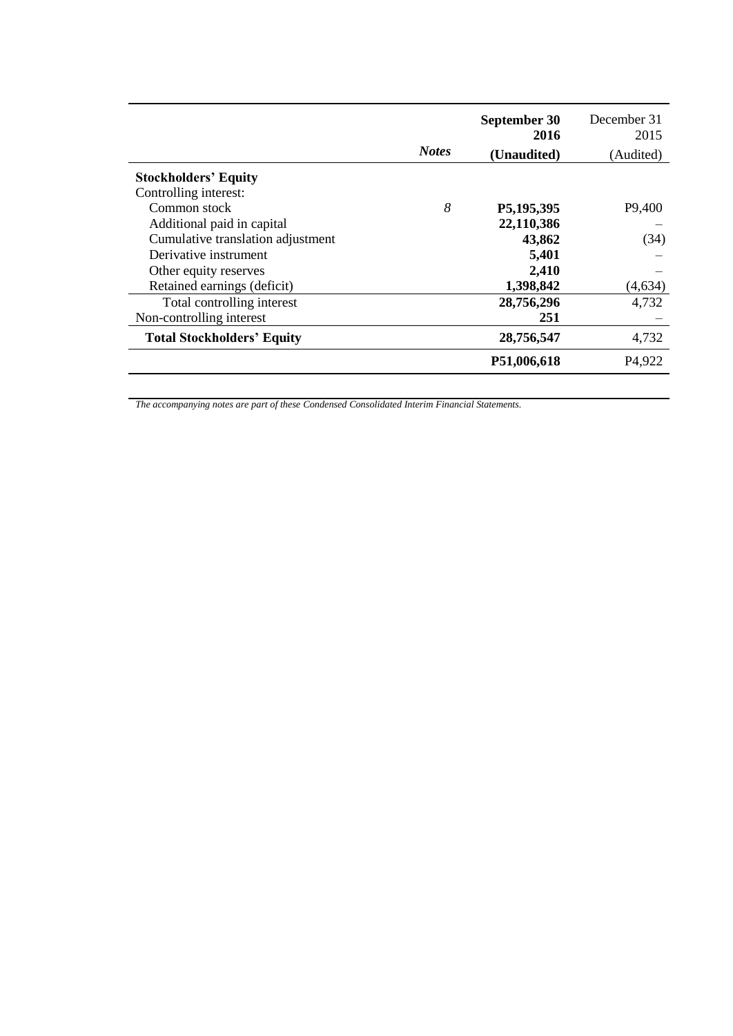| | *Notes* | **September 30 2016 (Unaudited)** | December 31 2015 (Audited) |
|---|---|---|---|
| **Stockholders' Equity** | | | |
| Controlling interest: | | | |
| Common stock | *8* | **P5,195,395** | P9,400 |
| Additional paid in capital | | **22,110,386** | – |
| Cumulative translation adjustment | | **43,862** | (34) |
| Derivative instrument | | **5,401** | – |
| Other equity reserves | | **2,410** | – |
| Retained earnings (deficit) | | **1,398,842** | (4,634) |
| Total controlling interest | | **28,756,296** | 4,732 |
| Non-controlling interest | | **251** | – |
| **Total Stockholders' Equity** | | **28,756,547** | 4,732 |
| | | **P51,006,618** | P4,922 |

*The accompanying notes are part of these Condensed Consolidated Interim Financial Statements.*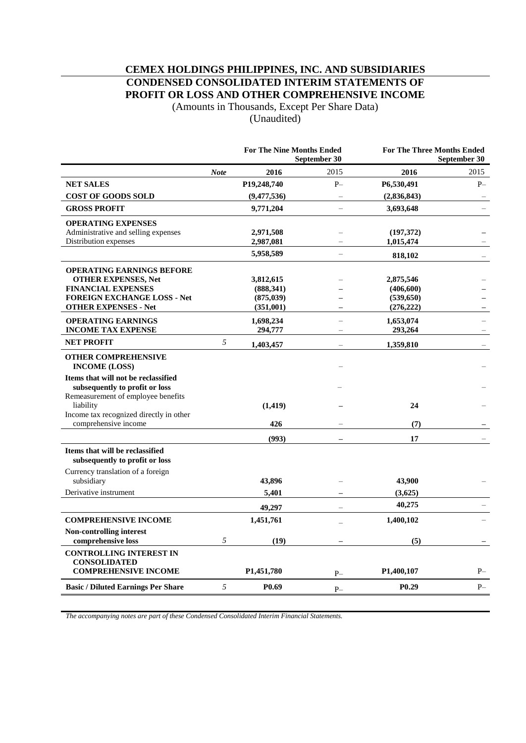# CEMEX HOLDINGS PHILIPPINES, INC. AND SUBSIDIARIES
## CONDENSED CONSOLIDATED INTERIM STATEMENTS OF PROFIT OR LOSS AND OTHER COMPREHENSIVE INCOME

(Amounts in Thousands, Except Per Share Data)
(Unaudited)

| | | For The Nine Months Ended September 30 | | For The Three Months Ended September 30 | |
|---|---|---|---|---|---|
| | *Note* | **2016** | 2015 | **2016** | 2015 |
| **NET SALES** | | **P19,248,740** | P– | **P6,530,491** | P– |
| **COST OF GOODS SOLD** | | **(9,477,536)** | – | **(2,836,843)** | – |
| **GROSS PROFIT** | | **9,771,204** | – | **3,693,648** | – |
| **OPERATING EXPENSES** | | | | | |
| Administrative and selling expenses | | **2,971,508** | – | **(197,372)** | – |
| Distribution expenses | | **2,987,081** | – | **1,015,474** | – |
| | | **5,958,589** | – | **818,102** | – |
| **OPERATING EARNINGS BEFORE OTHER EXPENSES, Net** | | **3,812,615** | – | **2,875,546** | – |
| **FINANCIAL EXPENSES** | | **(888,341)** | – | **(406,600)** | – |
| **FOREIGN EXCHANGE LOSS - Net** | | **(875,039)** | – | **(539,650)** | – |
| **OTHER EXPENSES - Net** | | **(351,001)** | – | **(276,222)** | – |
| **OPERATING EARNINGS** | | **1,698,234** | – | **1,653,074** | – |
| **INCOME TAX EXPENSE** | | **294,777** | – | **293,264** | – |
| **NET PROFIT** | *5* | **1,403,457** | – | **1,359,810** | – |
| **OTHER COMPREHENSIVE INCOME (LOSS)** | | | – | | – |
| **Items that will not be reclassified subsequently to profit or loss** | | | – | | – |
| Remeasurement of employee benefits liability | | **(1,419)** | – | **24** | – |
| Income tax recognized directly in other comprehensive income | | **426** | – | **(7)** | – |
| | | **(993)** | – | **17** | – |
| **Items that will be reclassified subsequently to profit or loss** | | | | | |
| Currency translation of a foreign subsidiary | | **43,896** | – | **43,900** | – |
| Derivative instrument | | **5,401** | – | **(3,625)** | |
| | | **49,297** | – | **40,275** | – |
| **COMPREHENSIVE INCOME** | | **1,451,761** | – | **1,400,102** | – |
| **Non-controlling interest comprehensive loss** | *5* | **(19)** | – | **(5)** | – |
| **CONTROLLING INTEREST IN CONSOLIDATED COMPREHENSIVE INCOME** | | **P1,451,780** | P– | **P1,400,107** | P– |
| **Basic / Diluted Earnings Per Share** | *5* | **P0.69** | P– | **P0.29** | P– |

*The accompanying notes are part of these Condensed Consolidated Interim Financial Statements.*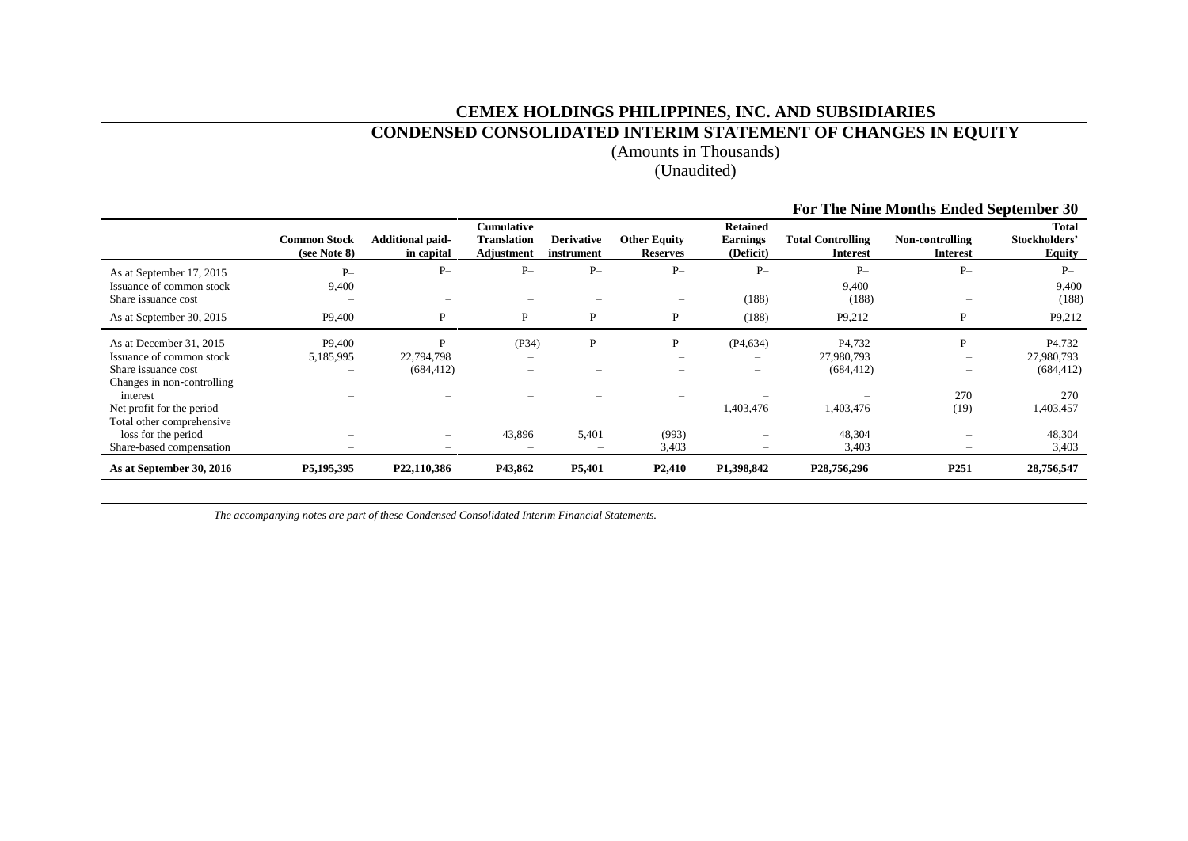# CEMEX HOLDINGS PHILIPPINES, INC. AND SUBSIDIARIES

## CONDENSED CONSOLIDATED INTERIM STATEMENT OF CHANGES IN EQUITY

(Amounts in Thousands)

(Unaudited)

**For The Nine Months Ended September 30**

| | Common Stock (see Note 8) | Additional paid-in capital | Cumulative Translation Adjustment | Derivative instrument | Other Equity Reserves | Retained Earnings (Deficit) | Total Controlling Interest | Non-controlling Interest | Total Stockholders' Equity |
|---|---|---|---|---|---|---|---|---|---|
| As at September 17, 2015 | P– | P– | P– | P– | P– | P– | P– | P– | P– |
| Issuance of common stock | 9,400 | – | – | – | – | – | 9,400 | – | 9,400 |
| Share issuance cost | – | – | – | – | – | (188) | (188) | – | (188) |
| As at September 30, 2015 | P9,400 | P– | P– | P– | P– | (188) | P9,212 | P– | P9,212 |
| As at December 31, 2015 | P9,400 | P– | (P34) | P– | P– | (P4,634) | P4,732 | P– | P4,732 |
| Issuance of common stock | 5,185,995 | 22,794,798 | – | | – | – | 27,980,793 | – | 27,980,793 |
| Share issuance cost | – | (684,412) | – | – | – | – | (684,412) | – | (684,412) |
| Changes in non-controlling interest | – | – | – | – | – | – | – | 270 | 270 |
| Net profit for the period | – | – | – | – | – | 1,403,476 | 1,403,476 | (19) | 1,403,457 |
| Total other comprehensive loss for the period | – | – | 43,896 | 5,401 | (993) | – | 48,304 | – | 48,304 |
| Share-based compensation | – | – | – | – | 3,403 | – | 3,403 | – | 3,403 |
| **As at September 30, 2016** | **P5,195,395** | **P22,110,386** | **P43,862** | **P5,401** | **P2,410** | **P1,398,842** | **P28,756,296** | **P251** | **28,756,547** |

*The accompanying notes are part of these Condensed Consolidated Interim Financial Statements.*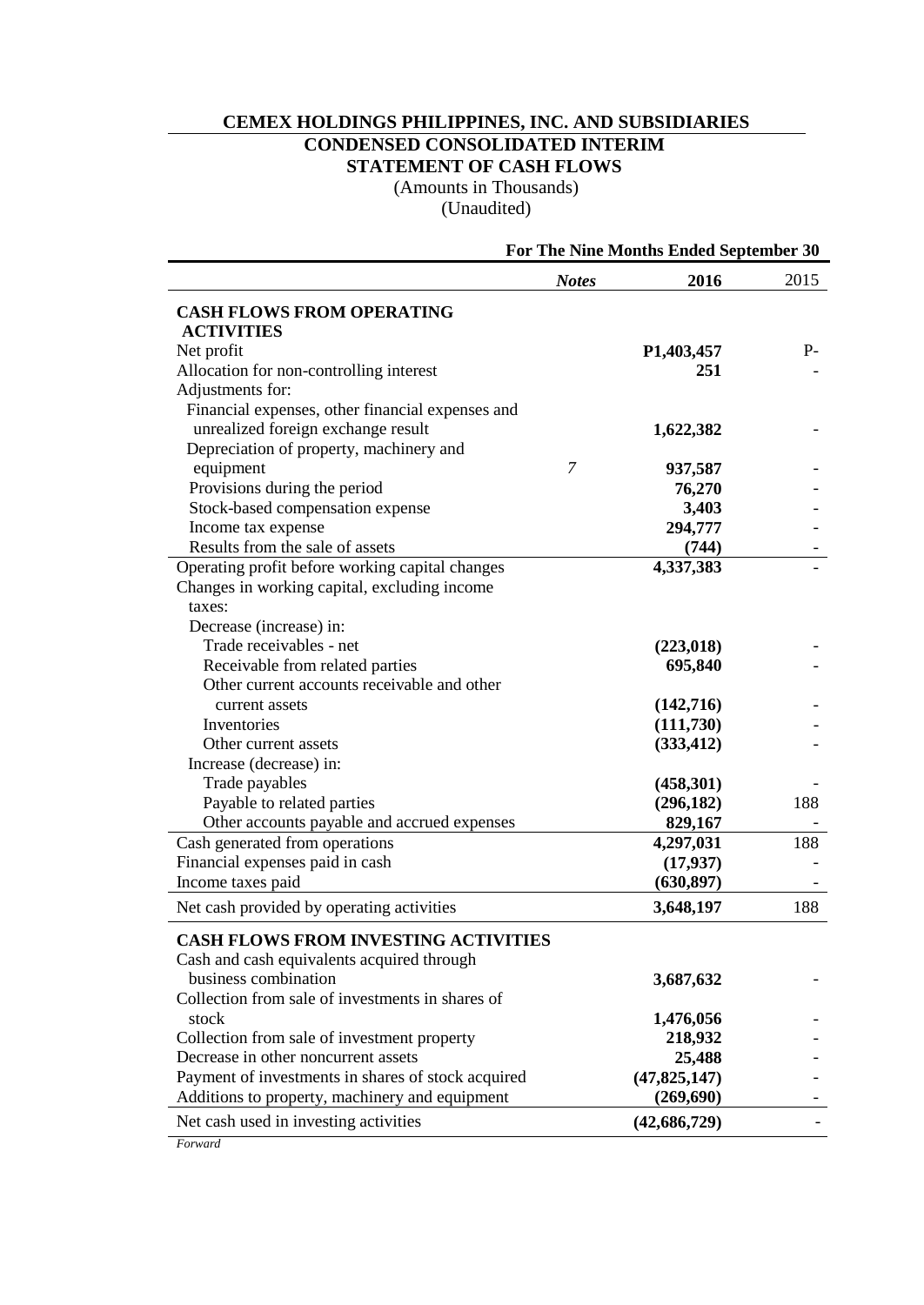# CEMEX HOLDINGS PHILIPPINES, INC. AND SUBSIDIARIES

## CONDENSED CONSOLIDATED INTERIM STATEMENT OF CASH FLOWS

(Amounts in Thousands)
(Unaudited)

| | *Notes* | For The Nine Months Ended September 30 | |
|---|---|---|---|
| | | **2016** | 2015 |
| **CASH FLOWS FROM OPERATING ACTIVITIES** | | | |
| Net profit | | **P1,403,457** | P- |
| Allocation for non-controlling interest | | **251** | - |
| Adjustments for: | | | |
| Financial expenses, other financial expenses and unrealized foreign exchange result | | **1,622,382** | - |
| Depreciation of property, machinery and equipment | *7* | **937,587** | - |
| Provisions during the period | | **76,270** | - |
| Stock-based compensation expense | | **3,403** | - |
| Income tax expense | | **294,777** | - |
| Results from the sale of assets | | **(744)** | - |
| Operating profit before working capital changes | | **4,337,383** | - |
| Changes in working capital, excluding income taxes: | | | |
| Decrease (increase) in: | | | |
| Trade receivables - net | | **(223,018)** | - |
| Receivable from related parties | | **695,840** | - |
| Other current accounts receivable and other current assets | | **(142,716)** | - |
| Inventories | | **(111,730)** | - |
| Other current assets | | **(333,412)** | - |
| Increase (decrease) in: | | | |
| Trade payables | | **(458,301)** | - |
| Payable to related parties | | **(296,182)** | 188 |
| Other accounts payable and accrued expenses | | **829,167** | - |
| Cash generated from operations | | **4,297,031** | 188 |
| Financial expenses paid in cash | | **(17,937)** | - |
| Income taxes paid | | **(630,897)** | - |
| Net cash provided by operating activities | | **3,648,197** | 188 |
| **CASH FLOWS FROM INVESTING ACTIVITIES** | | | |
| Cash and cash equivalents acquired through business combination | | **3,687,632** | - |
| Collection from sale of investments in shares of stock | | **1,476,056** | - |
| Collection from sale of investment property | | **218,932** | - |
| Decrease in other noncurrent assets | | **25,488** | - |
| Payment of investments in shares of stock acquired | | **(47,825,147)** | - |
| Additions to property, machinery and equipment | | **(269,690)** | - |
| Net cash used in investing activities | | **(42,686,729)** | - |

*Forward*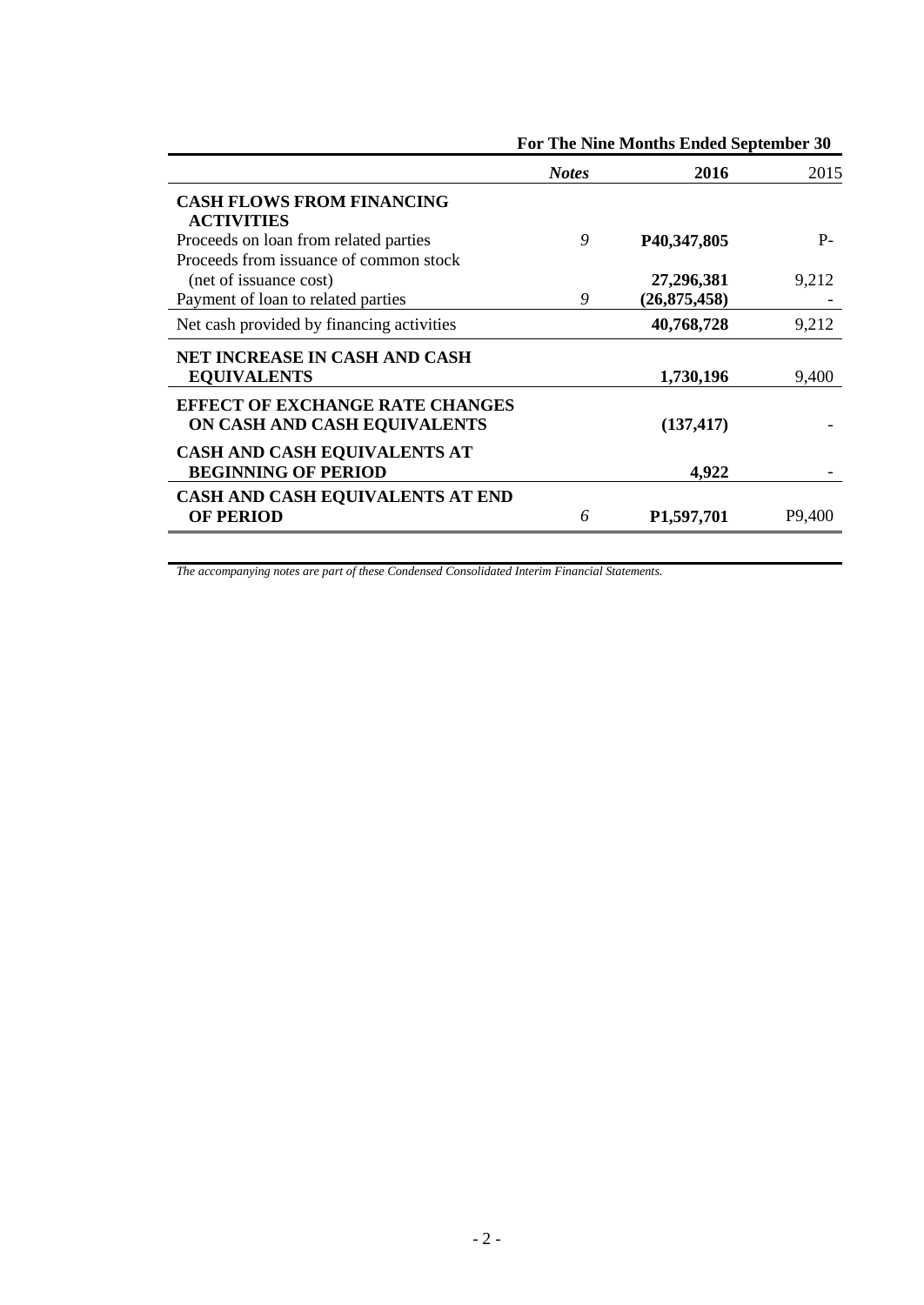| | | For The Nine Months Ended September 30 | |
|---|---|---|---|
| | ***Notes*** | **2016** | 2015 |
| **CASH FLOWS FROM FINANCING ACTIVITIES** | | | |
| Proceeds on loan from related parties | *9* | **P40,347,805** | P- |
| Proceeds from issuance of common stock (net of issuance cost) | | **27,296,381** | 9,212 |
| Payment of loan to related parties | *9* | **(26,875,458)** | - |
| Net cash provided by financing activities | | **40,768,728** | 9,212 |
| **NET INCREASE IN CASH AND CASH EQUIVALENTS** | | **1,730,196** | 9,400 |
| **EFFECT OF EXCHANGE RATE CHANGES ON CASH AND CASH EQUIVALENTS** | | **(137,417)** | - |
| **CASH AND CASH EQUIVALENTS AT BEGINNING OF PERIOD** | | **4,922** | - |
| **CASH AND CASH EQUIVALENTS AT END OF PERIOD** | *6* | **P1,597,701** | P9,400 |

*The accompanying notes are part of these Condensed Consolidated Interim Financial Statements.*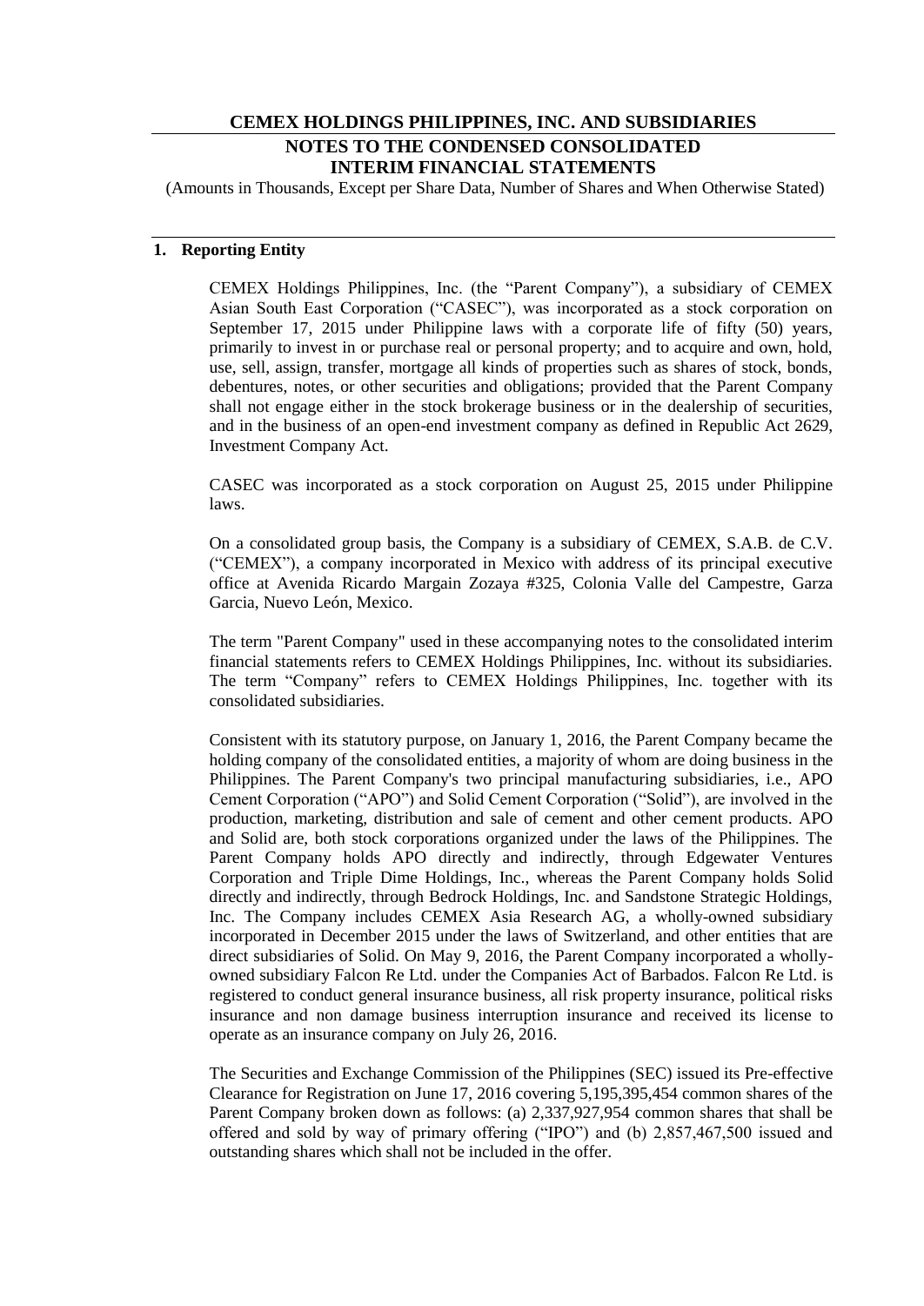# CEMEX HOLDINGS PHILIPPINES, INC. AND SUBSIDIARIES

## NOTES TO THE CONDENSED CONSOLIDATED INTERIM FINANCIAL STATEMENTS

(Amounts in Thousands, Except per Share Data, Number of Shares and When Otherwise Stated)

### 1. Reporting Entity

CEMEX Holdings Philippines, Inc. (the "Parent Company"), a subsidiary of CEMEX Asian South East Corporation ("CASEC"), was incorporated as a stock corporation on September 17, 2015 under Philippine laws with a corporate life of fifty (50) years, primarily to invest in or purchase real or personal property; and to acquire and own, hold, use, sell, assign, transfer, mortgage all kinds of properties such as shares of stock, bonds, debentures, notes, or other securities and obligations; provided that the Parent Company shall not engage either in the stock brokerage business or in the dealership of securities, and in the business of an open-end investment company as defined in Republic Act 2629, Investment Company Act.

CASEC was incorporated as a stock corporation on August 25, 2015 under Philippine laws.

On a consolidated group basis, the Company is a subsidiary of CEMEX, S.A.B. de C.V. ("CEMEX"), a company incorporated in Mexico with address of its principal executive office at Avenida Ricardo Margain Zozaya #325, Colonia Valle del Campestre, Garza Garcia, Nuevo León, Mexico.

The term "Parent Company" used in these accompanying notes to the consolidated interim financial statements refers to CEMEX Holdings Philippines, Inc. without its subsidiaries. The term "Company" refers to CEMEX Holdings Philippines, Inc. together with its consolidated subsidiaries.

Consistent with its statutory purpose, on January 1, 2016, the Parent Company became the holding company of the consolidated entities, a majority of whom are doing business in the Philippines. The Parent Company's two principal manufacturing subsidiaries, i.e., APO Cement Corporation ("APO") and Solid Cement Corporation ("Solid"), are involved in the production, marketing, distribution and sale of cement and other cement products. APO and Solid are, both stock corporations organized under the laws of the Philippines. The Parent Company holds APO directly and indirectly, through Edgewater Ventures Corporation and Triple Dime Holdings, Inc., whereas the Parent Company holds Solid directly and indirectly, through Bedrock Holdings, Inc. and Sandstone Strategic Holdings, Inc. The Company includes CEMEX Asia Research AG, a wholly-owned subsidiary incorporated in December 2015 under the laws of Switzerland, and other entities that are direct subsidiaries of Solid. On May 9, 2016, the Parent Company incorporated a wholly-owned subsidiary Falcon Re Ltd. under the Companies Act of Barbados. Falcon Re Ltd. is registered to conduct general insurance business, all risk property insurance, political risks insurance and non damage business interruption insurance and received its license to operate as an insurance company on July 26, 2016.

The Securities and Exchange Commission of the Philippines (SEC) issued its Pre-effective Clearance for Registration on June 17, 2016 covering 5,195,395,454 common shares of the Parent Company broken down as follows: (a) 2,337,927,954 common shares that shall be offered and sold by way of primary offering ("IPO") and (b) 2,857,467,500 issued and outstanding shares which shall not be included in the offer.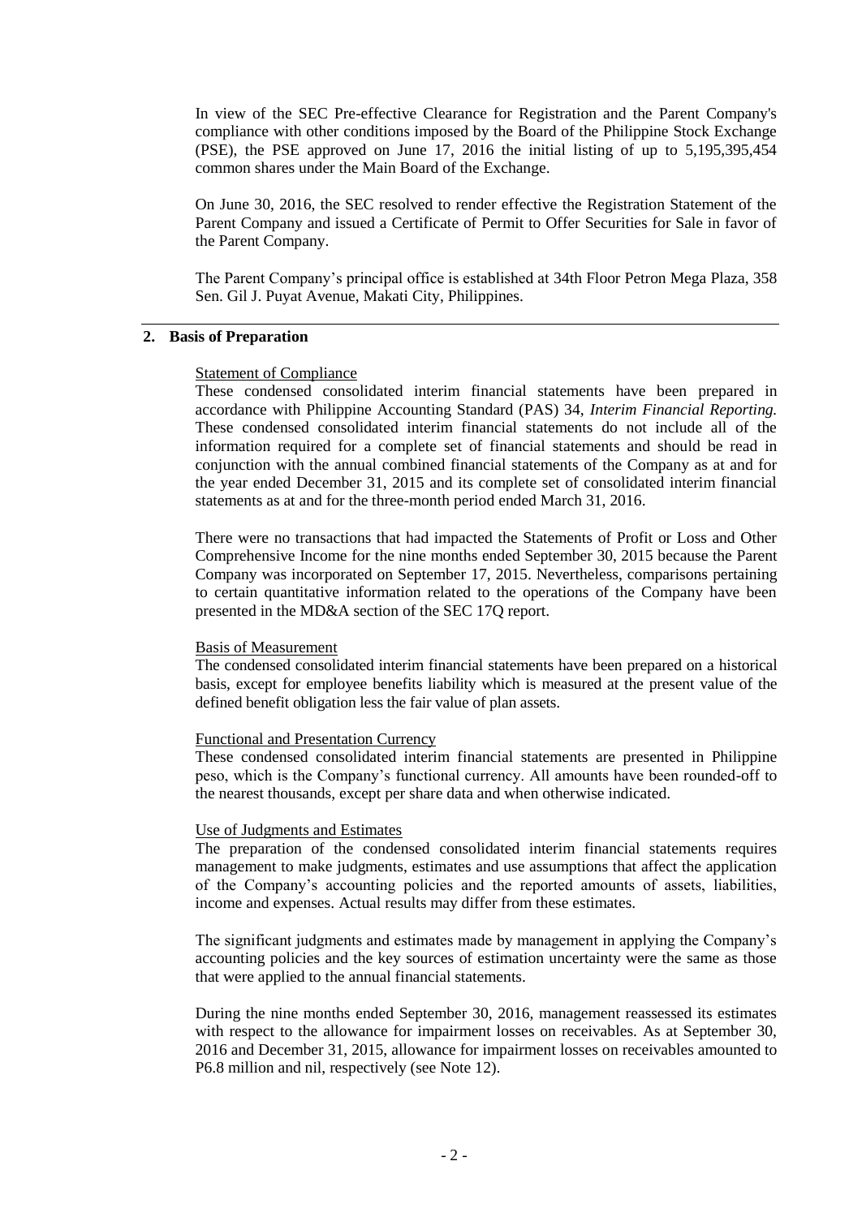In view of the SEC Pre-effective Clearance for Registration and the Parent Company's compliance with other conditions imposed by the Board of the Philippine Stock Exchange (PSE), the PSE approved on June 17, 2016 the initial listing of up to 5,195,395,454 common shares under the Main Board of the Exchange.

On June 30, 2016, the SEC resolved to render effective the Registration Statement of the Parent Company and issued a Certificate of Permit to Offer Securities for Sale in favor of the Parent Company.

The Parent Company's principal office is established at 34th Floor Petron Mega Plaza, 358 Sen. Gil J. Puyat Avenue, Makati City, Philippines.

## 2. Basis of Preparation

### Statement of Compliance

These condensed consolidated interim financial statements have been prepared in accordance with Philippine Accounting Standard (PAS) 34, *Interim Financial Reporting.* These condensed consolidated interim financial statements do not include all of the information required for a complete set of financial statements and should be read in conjunction with the annual combined financial statements of the Company as at and for the year ended December 31, 2015 and its complete set of consolidated interim financial statements as at and for the three-month period ended March 31, 2016.

There were no transactions that had impacted the Statements of Profit or Loss and Other Comprehensive Income for the nine months ended September 30, 2015 because the Parent Company was incorporated on September 17, 2015. Nevertheless, comparisons pertaining to certain quantitative information related to the operations of the Company have been presented in the MD&A section of the SEC 17Q report.

### Basis of Measurement

The condensed consolidated interim financial statements have been prepared on a historical basis, except for employee benefits liability which is measured at the present value of the defined benefit obligation less the fair value of plan assets.

### Functional and Presentation Currency

These condensed consolidated interim financial statements are presented in Philippine peso, which is the Company's functional currency. All amounts have been rounded-off to the nearest thousands, except per share data and when otherwise indicated.

### Use of Judgments and Estimates

The preparation of the condensed consolidated interim financial statements requires management to make judgments, estimates and use assumptions that affect the application of the Company's accounting policies and the reported amounts of assets, liabilities, income and expenses. Actual results may differ from these estimates.

The significant judgments and estimates made by management in applying the Company's accounting policies and the key sources of estimation uncertainty were the same as those that were applied to the annual financial statements.

During the nine months ended September 30, 2016, management reassessed its estimates with respect to the allowance for impairment losses on receivables. As at September 30, 2016 and December 31, 2015, allowance for impairment losses on receivables amounted to P6.8 million and nil, respectively (see Note 12).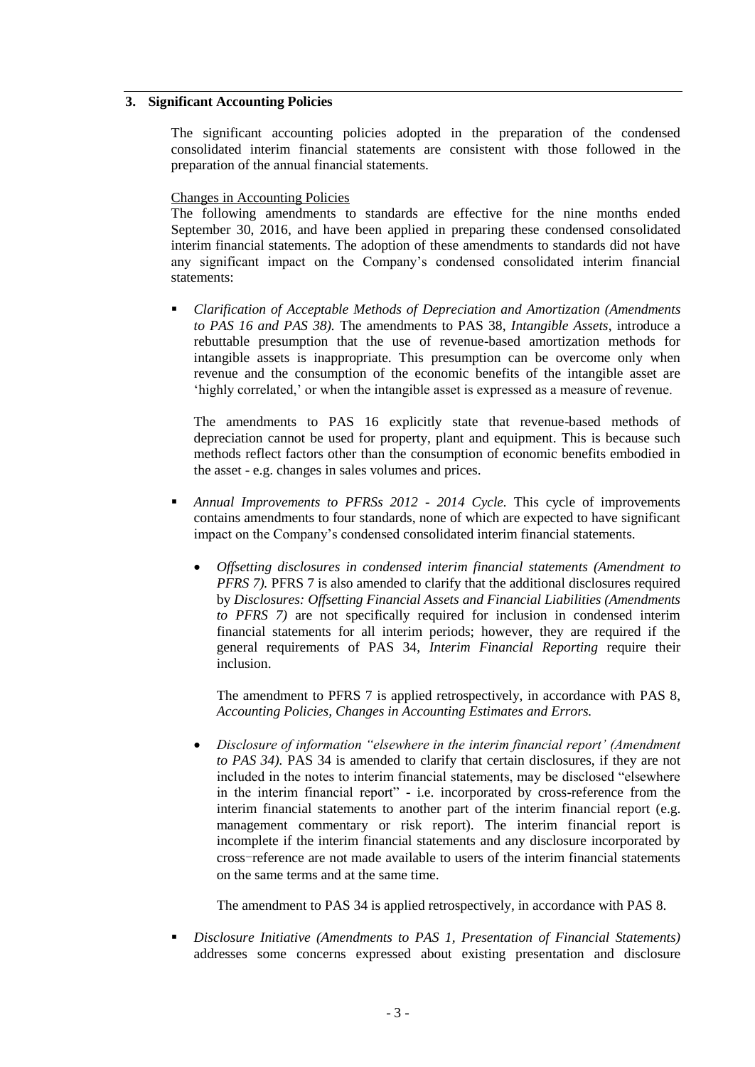## 3. Significant Accounting Policies

The significant accounting policies adopted in the preparation of the condensed consolidated interim financial statements are consistent with those followed in the preparation of the annual financial statements.

Changes in Accounting Policies

The following amendments to standards are effective for the nine months ended September 30, 2016, and have been applied in preparing these condensed consolidated interim financial statements. The adoption of these amendments to standards did not have any significant impact on the Company's condensed consolidated interim financial statements:

- *Clarification of Acceptable Methods of Depreciation and Amortization (Amendments to PAS 16 and PAS 38).* The amendments to PAS 38, *Intangible Assets*, introduce a rebuttable presumption that the use of revenue-based amortization methods for intangible assets is inappropriate. This presumption can be overcome only when revenue and the consumption of the economic benefits of the intangible asset are 'highly correlated,' or when the intangible asset is expressed as a measure of revenue.

  The amendments to PAS 16 explicitly state that revenue-based methods of depreciation cannot be used for property, plant and equipment. This is because such methods reflect factors other than the consumption of economic benefits embodied in the asset - e.g. changes in sales volumes and prices.

- *Annual Improvements to PFRSs 2012 - 2014 Cycle.* This cycle of improvements contains amendments to four standards, none of which are expected to have significant impact on the Company's condensed consolidated interim financial statements.

  - *Offsetting disclosures in condensed interim financial statements (Amendment to PFRS 7).* PFRS 7 is also amended to clarify that the additional disclosures required by *Disclosures: Offsetting Financial Assets and Financial Liabilities (Amendments to PFRS 7)* are not specifically required for inclusion in condensed interim financial statements for all interim periods; however, they are required if the general requirements of PAS 34, *Interim Financial Reporting* require their inclusion.

    The amendment to PFRS 7 is applied retrospectively, in accordance with PAS 8, *Accounting Policies, Changes in Accounting Estimates and Errors.*

  - *Disclosure of information "elsewhere in the interim financial report' (Amendment to PAS 34).* PAS 34 is amended to clarify that certain disclosures, if they are not included in the notes to interim financial statements, may be disclosed "elsewhere in the interim financial report" - i.e. incorporated by cross-reference from the interim financial statements to another part of the interim financial report (e.g. management commentary or risk report). The interim financial report is incomplete if the interim financial statements and any disclosure incorporated by cross-reference are not made available to users of the interim financial statements on the same terms and at the same time.

    The amendment to PAS 34 is applied retrospectively, in accordance with PAS 8.

- *Disclosure Initiative (Amendments to PAS 1, Presentation of Financial Statements)* addresses some concerns expressed about existing presentation and disclosure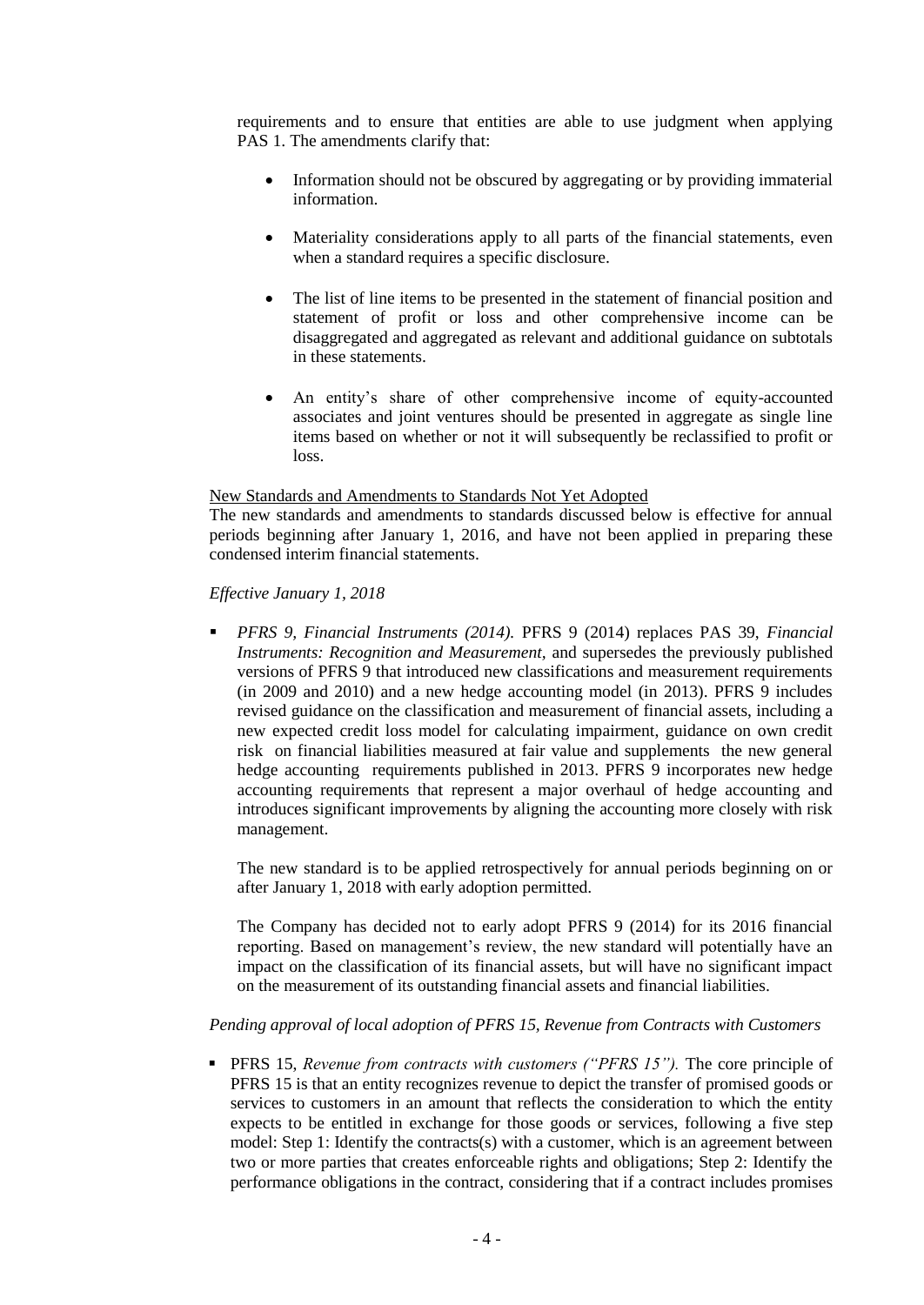requirements and to ensure that entities are able to use judgment when applying PAS 1. The amendments clarify that:

- Information should not be obscured by aggregating or by providing immaterial information.
- Materiality considerations apply to all parts of the financial statements, even when a standard requires a specific disclosure.
- The list of line items to be presented in the statement of financial position and statement of profit or loss and other comprehensive income can be disaggregated and aggregated as relevant and additional guidance on subtotals in these statements.
- An entity's share of other comprehensive income of equity-accounted associates and joint ventures should be presented in aggregate as single line items based on whether or not it will subsequently be reclassified to profit or loss.

New Standards and Amendments to Standards Not Yet Adopted

The new standards and amendments to standards discussed below is effective for annual periods beginning after January 1, 2016, and have not been applied in preparing these condensed interim financial statements.

*Effective January 1, 2018*

- *PFRS 9, Financial Instruments (2014).* PFRS 9 (2014) replaces PAS 39, *Financial Instruments: Recognition and Measurement,* and supersedes the previously published versions of PFRS 9 that introduced new classifications and measurement requirements (in 2009 and 2010) and a new hedge accounting model (in 2013). PFRS 9 includes revised guidance on the classification and measurement of financial assets, including a new expected credit loss model for calculating impairment, guidance on own credit risk on financial liabilities measured at fair value and supplements the new general hedge accounting requirements published in 2013. PFRS 9 incorporates new hedge accounting requirements that represent a major overhaul of hedge accounting and introduces significant improvements by aligning the accounting more closely with risk management.

  The new standard is to be applied retrospectively for annual periods beginning on or after January 1, 2018 with early adoption permitted.

  The Company has decided not to early adopt PFRS 9 (2014) for its 2016 financial reporting. Based on management's review, the new standard will potentially have an impact on the classification of its financial assets, but will have no significant impact on the measurement of its outstanding financial assets and financial liabilities.

*Pending approval of local adoption of PFRS 15, Revenue from Contracts with Customers*

- PFRS 15, *Revenue from contracts with customers ("PFRS 15").* The core principle of PFRS 15 is that an entity recognizes revenue to depict the transfer of promised goods or services to customers in an amount that reflects the consideration to which the entity expects to be entitled in exchange for those goods or services, following a five step model: Step 1: Identify the contracts(s) with a customer, which is an agreement between two or more parties that creates enforceable rights and obligations; Step 2: Identify the performance obligations in the contract, considering that if a contract includes promises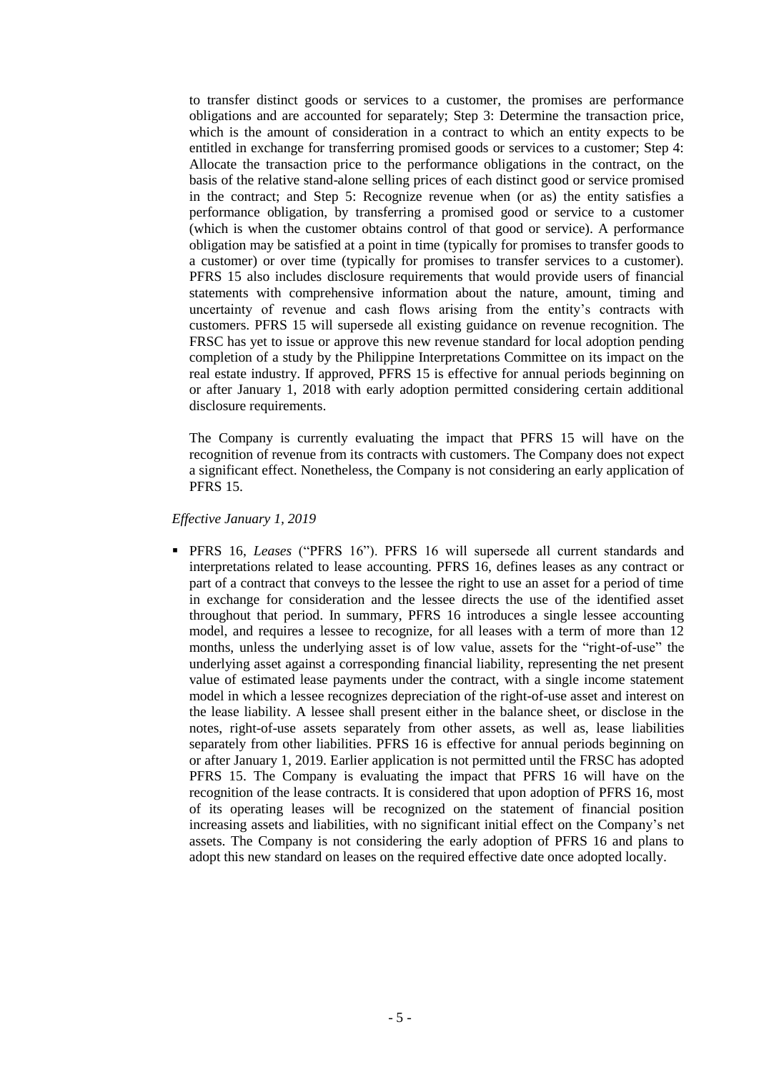to transfer distinct goods or services to a customer, the promises are performance obligations and are accounted for separately; Step 3: Determine the transaction price, which is the amount of consideration in a contract to which an entity expects to be entitled in exchange for transferring promised goods or services to a customer; Step 4: Allocate the transaction price to the performance obligations in the contract, on the basis of the relative stand-alone selling prices of each distinct good or service promised in the contract; and Step 5: Recognize revenue when (or as) the entity satisfies a performance obligation, by transferring a promised good or service to a customer (which is when the customer obtains control of that good or service). A performance obligation may be satisfied at a point in time (typically for promises to transfer goods to a customer) or over time (typically for promises to transfer services to a customer). PFRS 15 also includes disclosure requirements that would provide users of financial statements with comprehensive information about the nature, amount, timing and uncertainty of revenue and cash flows arising from the entity's contracts with customers. PFRS 15 will supersede all existing guidance on revenue recognition. The FRSC has yet to issue or approve this new revenue standard for local adoption pending completion of a study by the Philippine Interpretations Committee on its impact on the real estate industry. If approved, PFRS 15 is effective for annual periods beginning on or after January 1, 2018 with early adoption permitted considering certain additional disclosure requirements.

The Company is currently evaluating the impact that PFRS 15 will have on the recognition of revenue from its contracts with customers. The Company does not expect a significant effect. Nonetheless, the Company is not considering an early application of PFRS 15.

*Effective January 1, 2019*

- PFRS 16, *Leases* ("PFRS 16"). PFRS 16 will supersede all current standards and interpretations related to lease accounting. PFRS 16, defines leases as any contract or part of a contract that conveys to the lessee the right to use an asset for a period of time in exchange for consideration and the lessee directs the use of the identified asset throughout that period. In summary, PFRS 16 introduces a single lessee accounting model, and requires a lessee to recognize, for all leases with a term of more than 12 months, unless the underlying asset is of low value, assets for the "right-of-use" the underlying asset against a corresponding financial liability, representing the net present value of estimated lease payments under the contract, with a single income statement model in which a lessee recognizes depreciation of the right-of-use asset and interest on the lease liability. A lessee shall present either in the balance sheet, or disclose in the notes, right-of-use assets separately from other assets, as well as, lease liabilities separately from other liabilities. PFRS 16 is effective for annual periods beginning on or after January 1, 2019. Earlier application is not permitted until the FRSC has adopted PFRS 15. The Company is evaluating the impact that PFRS 16 will have on the recognition of the lease contracts. It is considered that upon adoption of PFRS 16, most of its operating leases will be recognized on the statement of financial position increasing assets and liabilities, with no significant initial effect on the Company's net assets. The Company is not considering the early adoption of PFRS 16 and plans to adopt this new standard on leases on the required effective date once adopted locally.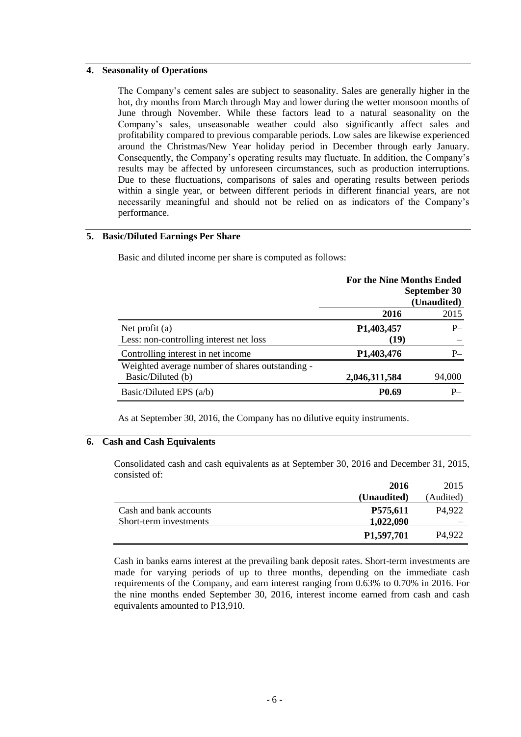## 4. Seasonality of Operations

The Company's cement sales are subject to seasonality. Sales are generally higher in the hot, dry months from March through May and lower during the wetter monsoon months of June through November. While these factors lead to a natural seasonality on the Company's sales, unseasonable weather could also significantly affect sales and profitability compared to previous comparable periods. Low sales are likewise experienced around the Christmas/New Year holiday period in December through early January. Consequently, the Company's operating results may fluctuate. In addition, the Company's results may be affected by unforeseen circumstances, such as production interruptions. Due to these fluctuations, comparisons of sales and operating results between periods within a single year, or between different periods in different financial years, are not necessarily meaningful and should not be relied on as indicators of the Company's performance.

## 5. Basic/Diluted Earnings Per Share

Basic and diluted income per share is computed as follows:

| | For the Nine Months Ended September 30 (Unaudited) | |
|---|---|---|
| | **2016** | 2015 |
| Net profit (a) | **P1,403,457** | P– |
| Less: non-controlling interest net loss | **(19)** | – |
| Controlling interest in net income | **P1,403,476** | P– |
| Weighted average number of shares outstanding - Basic/Diluted (b) | **2,046,311,584** | 94,000 |
| Basic/Diluted EPS (a/b) | **P0.69** | P– |

As at September 30, 2016, the Company has no dilutive equity instruments.

## 6. Cash and Cash Equivalents

Consolidated cash and cash equivalents as at September 30, 2016 and December 31, 2015, consisted of:

| | **2016 (Unaudited)** | 2015 (Audited) |
|---|---|---|
| Cash and bank accounts | **P575,611** | P4,922 |
| Short-term investments | **1,022,090** | – |
| | **P1,597,701** | P4,922 |

Cash in banks earns interest at the prevailing bank deposit rates. Short-term investments are made for varying periods of up to three months, depending on the immediate cash requirements of the Company, and earn interest ranging from 0.63% to 0.70% in 2016. For the nine months ended September 30, 2016, interest income earned from cash and cash equivalents amounted to P13,910.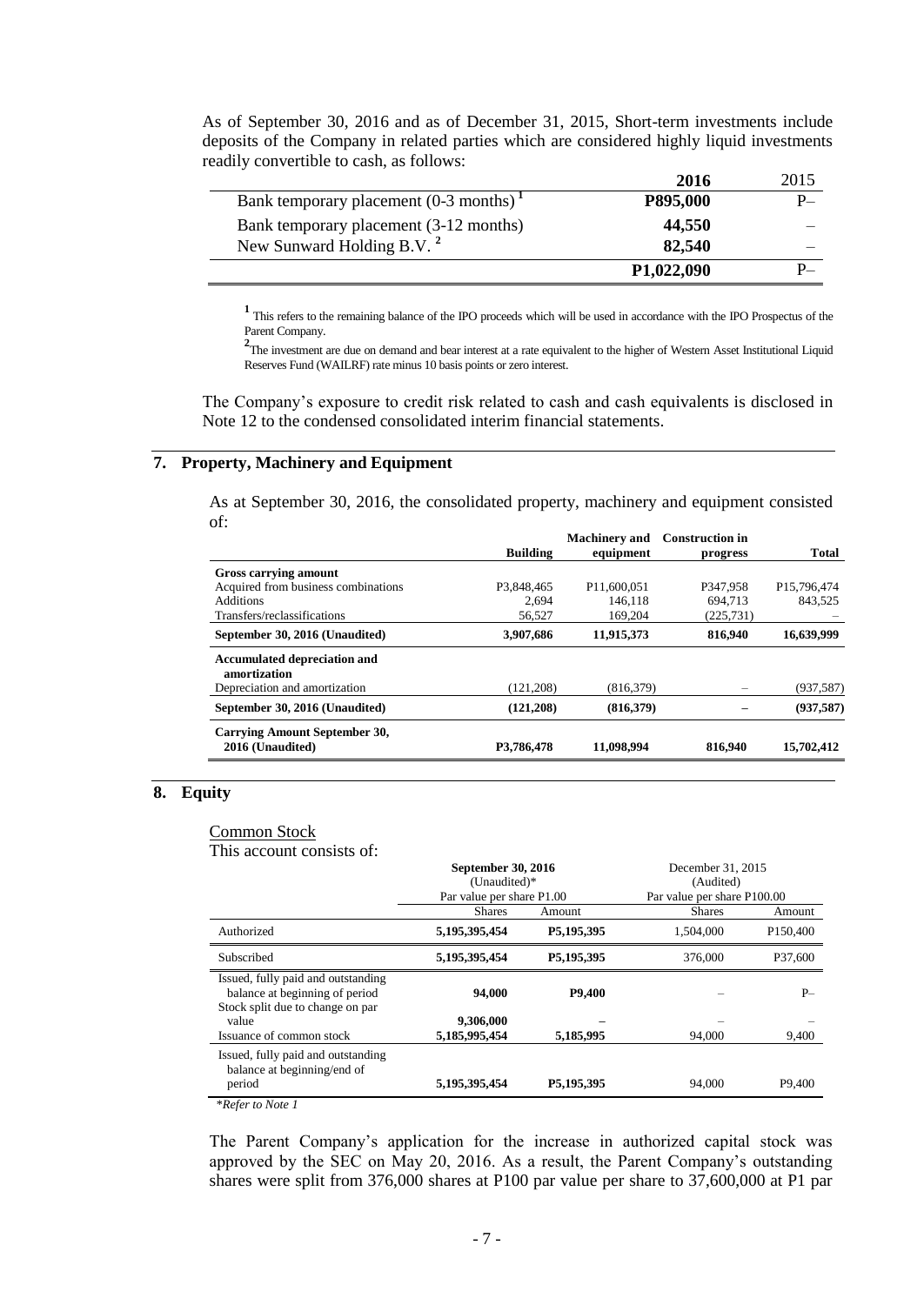As of September 30, 2016 and as of December 31, 2015, Short-term investments include deposits of the Company in related parties which are considered highly liquid investments readily convertible to cash, as follows:

| | 2016 | 2015 |
|---|---|---|
| Bank temporary placement (0-3 months) [1] | **P895,000** | P– |
| Bank temporary placement (3-12 months) | **44,550** | – |
| New Sunward Holding B.V. [2] | **82,540** | – |
| | **P1,022,090** | P– |

[1] This refers to the remaining balance of the IPO proceeds which will be used in accordance with the IPO Prospectus of the Parent Company.

[2] The investment are due on demand and bear interest at a rate equivalent to the higher of Western Asset Institutional Liquid Reserves Fund (WAILRF) rate minus 10 basis points or zero interest.

The Company's exposure to credit risk related to cash and cash equivalents is disclosed in Note 12 to the condensed consolidated interim financial statements.

## 7. Property, Machinery and Equipment

As at September 30, 2016, the consolidated property, machinery and equipment consisted of:

| | Building | Machinery and equipment | Construction in progress | Total |
|---|---|---|---|---|
| **Gross carrying amount** | | | | |
| Acquired from business combinations | P3,848,465 | P11,600,051 | P347,958 | P15,796,474 |
| Additions | 2,694 | 146,118 | 694,713 | 843,525 |
| Transfers/reclassifications | 56,527 | 169,204 | (225,731) | – |
| **September 30, 2016 (Unaudited)** | **3,907,686** | **11,915,373** | **816,940** | **16,639,999** |
| **Accumulated depreciation and amortization** | | | | |
| Depreciation and amortization | (121,208) | (816,379) | – | (937,587) |
| **September 30, 2016 (Unaudited)** | **(121,208)** | **(816,379)** | **–** | **(937,587)** |
| **Carrying Amount September 30, 2016 (Unaudited)** | **P3,786,478** | **11,098,994** | **816,940** | **15,702,412** |

## 8. Equity

Common Stock

This account consists of:

| | September 30, 2016 (Unaudited)* | | December 31, 2015 (Audited) | |
|---|---|---|---|---|
| | Par value per share P1.00 | | Par value per share P100.00 | |
| | Shares | Amount | Shares | Amount |
| Authorized | **5,195,395,454** | **P5,195,395** | 1,504,000 | P150,400 |
| Subscribed | **5,195,395,454** | **P5,195,395** | 376,000 | P37,600 |
| Issued, fully paid and outstanding balance at beginning of period | **94,000** | **P9,400** | – | P– |
| Stock split due to change on par value | **9,306,000** | **–** | – | – |
| Issuance of common stock | **5,185,995,454** | **5,185,995** | 94,000 | 9,400 |
| Issued, fully paid and outstanding balance at beginning/end of period | **5,195,395,454** | **P5,195,395** | 94,000 | P9,400 |

*\*Refer to Note 1*

The Parent Company's application for the increase in authorized capital stock was approved by the SEC on May 20, 2016. As a result, the Parent Company's outstanding shares were split from 376,000 shares at P100 par value per share to 37,600,000 at P1 par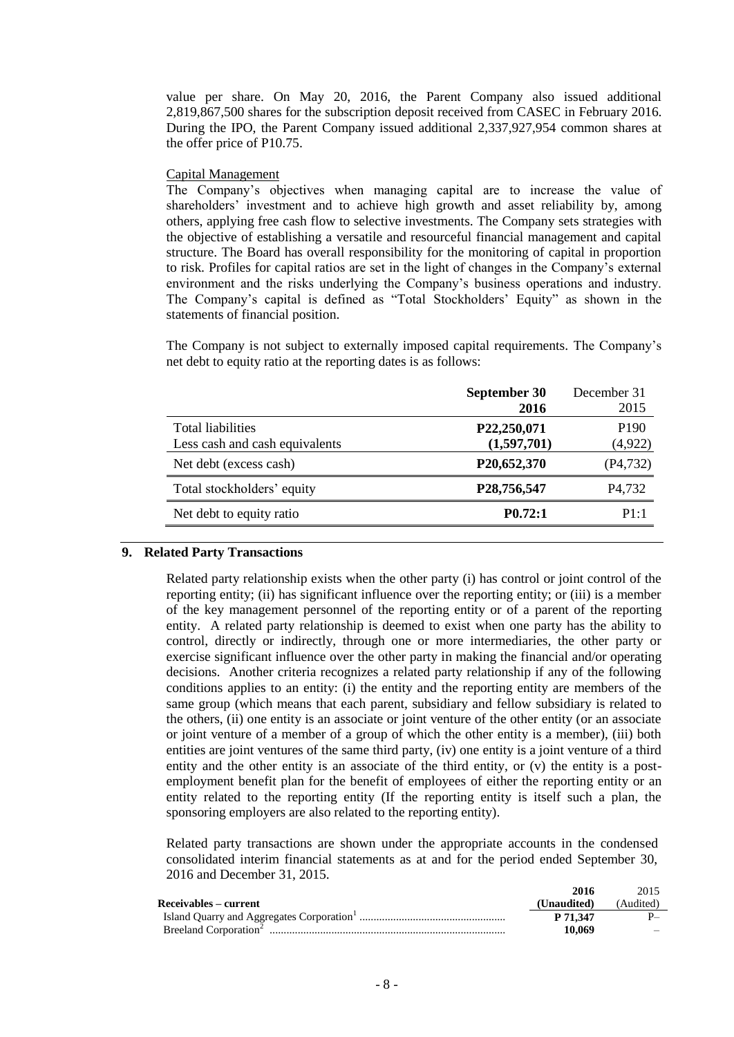value per share. On May 20, 2016, the Parent Company also issued additional 2,819,867,500 shares for the subscription deposit received from CASEC in February 2016. During the IPO, the Parent Company issued additional 2,337,927,954 common shares at the offer price of P10.75.

Capital Management

The Company's objectives when managing capital are to increase the value of shareholders' investment and to achieve high growth and asset reliability by, among others, applying free cash flow to selective investments. The Company sets strategies with the objective of establishing a versatile and resourceful financial management and capital structure. The Board has overall responsibility for the monitoring of capital in proportion to risk. Profiles for capital ratios are set in the light of changes in the Company's external environment and the risks underlying the Company's business operations and industry. The Company's capital is defined as "Total Stockholders' Equity" as shown in the statements of financial position.

The Company is not subject to externally imposed capital requirements. The Company's net debt to equity ratio at the reporting dates is as follows:

| | **September 30 2016** | December 31 2015 |
|---|---|---|
| Total liabilities | **P22,250,071** | P190 |
| Less cash and cash equivalents | **(1,597,701)** | (4,922) |
| Net debt (excess cash) | **P20,652,370** | (P4,732) |
| Total stockholders' equity | **P28,756,547** | P4,732 |
| Net debt to equity ratio | **P0.72:1** | P1:1 |

## 9. Related Party Transactions

Related party relationship exists when the other party (i) has control or joint control of the reporting entity; (ii) has significant influence over the reporting entity; or (iii) is a member of the key management personnel of the reporting entity or of a parent of the reporting entity. A related party relationship is deemed to exist when one party has the ability to control, directly or indirectly, through one or more intermediaries, the other party or exercise significant influence over the other party in making the financial and/or operating decisions. Another criteria recognizes a related party relationship if any of the following conditions applies to an entity: (i) the entity and the reporting entity are members of the same group (which means that each parent, subsidiary and fellow subsidiary is related to the others, (ii) one entity is an associate or joint venture of the other entity (or an associate or joint venture of a member of a group of which the other entity is a member), (iii) both entities are joint ventures of the same third party, (iv) one entity is a joint venture of a third entity and the other entity is an associate of the third entity, or (v) the entity is a post-employment benefit plan for the benefit of employees of either the reporting entity or an entity related to the reporting entity (If the reporting entity is itself such a plan, the sponsoring employers are also related to the reporting entity).

Related party transactions are shown under the appropriate accounts in the condensed consolidated interim financial statements as at and for the period ended September 30, 2016 and December 31, 2015.

| | **2016 (Unaudited)** | 2015 (Audited) |
|---|---|---|
| **Receivables – current** | | |
| Island Quarry and Aggregates Corporation[1] | **P 71,347** | P– |
| Breeland Corporation[2] | **10,069** | – |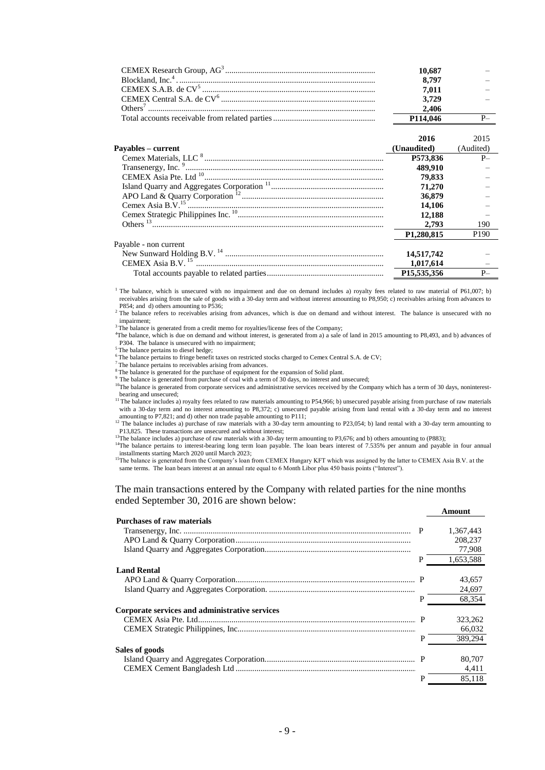| | | |
|---|---|---|
| CEMEX Research Group, AG[3] | **10,687** | – |
| Blockland, Inc.[4] | **8,797** | – |
| CEMEX S.A.B. de CV[5] | **7,011** | – |
| CEMEX Central S.A. de CV[6] | **3,729** | – |
| Others[7] | **2,406** | |
| Total accounts receivable from related parties | **P114,046** | P– |

| **Payables – current** | **2016 (Unaudited)** | 2015 (Audited) |
|---|---|---|
| Cemex Materials, LLC [8] | **P573,836** | P– |
| Transenergy, Inc. [9] | **489,910** | – |
| CEMEX Asia Pte. Ltd [10] | **79,833** | – |
| Island Quarry and Aggregates Corporation [11] | **71,270** | – |
| APO Land & Quarry Corporation [12] | **36,879** | – |
| Cemex Asia B.V.[15] | **14,106** | – |
| Cemex Strategic Philippines Inc. [10] | **12,188** | – |
| Others [13] | **2,793** | 190 |
| | **P1,280,815** | P190 |
| Payable - non current | | |
| New Sunward Holding B.V. [14] | **14,517,742** | – |
| CEMEX Asia B.V. [15] | **1,017,614** | – |
| Total accounts payable to related parties | **P15,535,356** | P– |

[1] The balance, which is unsecured with no impairment and due on demand includes a) royalty fees related to raw material of P61,007; b) receivables arising from the sale of goods with a 30-day term and without interest amounting to P8,950; c) receivables arising from advances to P854; and d) others amounting to P536;

[2] The balance refers to receivables arising from advances, which is due on demand and without interest. The balance is unsecured with no impairment;

[3] The balance is generated from a credit memo for royalties/license fees of the Company;

[4] The balance, which is due on demand and without interest, is generated from a) a sale of land in 2015 amounting to P8,493, and b) advances of P304. The balance is unsecured with no impairment;

[5] The balance pertains to diesel hedge;

[6] The balance pertains to fringe benefit taxes on restricted stocks charged to Cemex Central S.A. de CV;

[7] The balance pertains to receivables arising from advances.

[8] The balance is generated for the purchase of equipment for the expansion of Solid plant.

[9] The balance is generated from purchase of coal with a term of 30 days, no interest and unsecured;

[10] The balance is generated from corporate services and administrative services received by the Company which has a term of 30 days, noninterest-bearing and unsecured;

[11] The balance includes a) royalty fees related to raw materials amounting to P54,966; b) unsecured payable arising from purchase of raw materials with a 30-day term and no interest amounting to P8,372; c) unsecured payable arising from land rental with a 30-day term and no interest amounting to P7,821; and d) other non trade payable amounting to P111;

[12] The balance includes a) purchase of raw materials with a 30-day term amounting to P23,054; b) land rental with a 30-day term amounting to P13,825. These transactions are unsecured and without interest;

[13] The balance includes a) purchase of raw materials with a 30-day term amounting to P3,676; and b) others amounting to (P883);

[14] The balance pertains to interest-bearing long term loan payable. The loan bears interest of 7.535% per annum and payable in four annual installments starting March 2020 until March 2023;

[15] The balance is generated from the Company's loan from CEMEX Hungary KFT which was assigned by the latter to CEMEX Asia B.V. at the same terms. The loan bears interest at an annual rate equal to 6 Month Libor plus 450 basis points ("Interest").

The main transactions entered by the Company with related parties for the nine months ended September 30, 2016 are shown below:

| | | **Amount** |
|---|---|---|
| **Purchases of raw materials** | | |
| Transenergy, Inc. | P | 1,367,443 |
| APO Land & Quarry Corporation | | 208,237 |
| Island Quarry and Aggregates Corporation | | 77,908 |
| | P | 1,653,588 |
| **Land Rental** | | |
| APO Land & Quarry Corporation | P | 43,657 |
| Island Quarry and Aggregates Corporation. | | 24,697 |
| | P | 68,354 |
| **Corporate services and administrative services** | | |
| CEMEX Asia Pte. Ltd | P | 323,262 |
| CEMEX Strategic Philippines, Inc. | | 66,032 |
| | P | 389,294 |
| **Sales of goods** | | |
| Island Quarry and Aggregates Corporation | P | 80,707 |
| CEMEX Cement Bangladesh Ltd | | 4,411 |
| | P | 85,118 |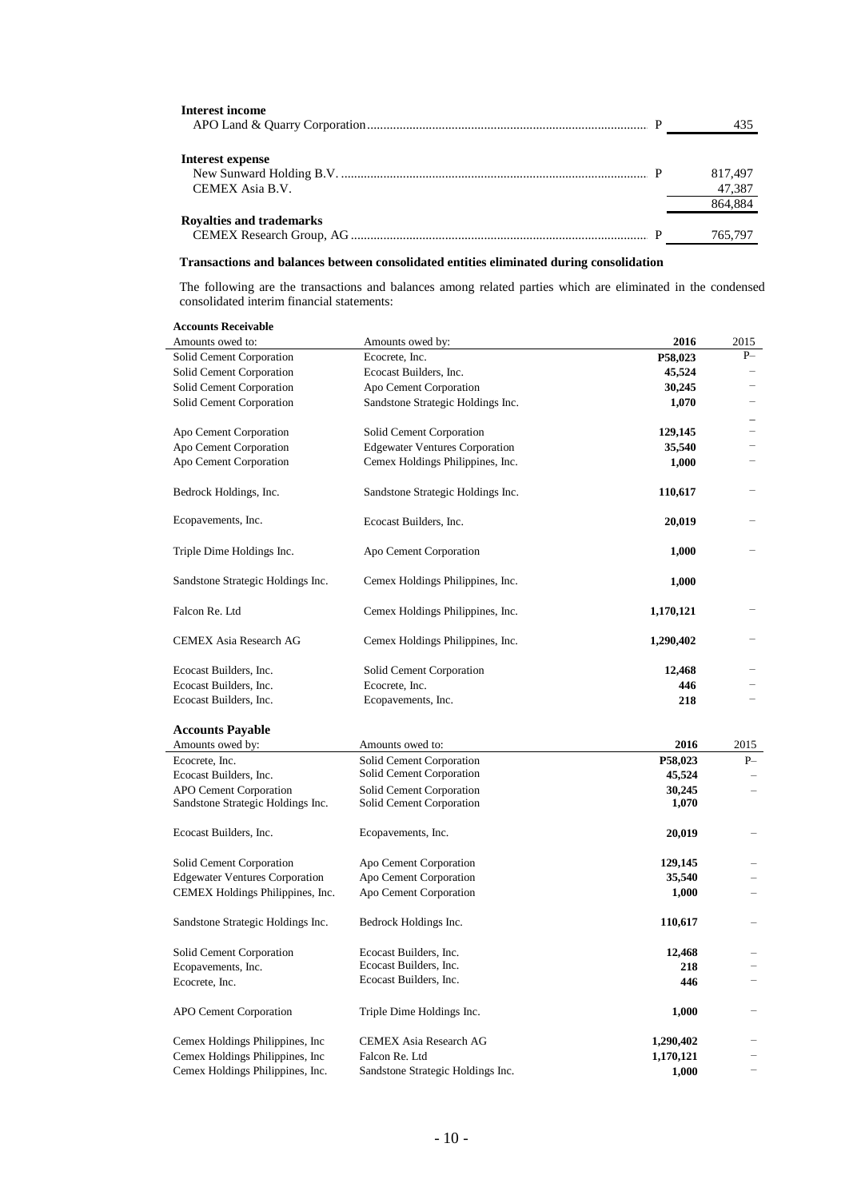**Interest income**

| | | |
|---|---|---|
| APO Land & Quarry Corporation | P | 435 |

**Interest expense**

| | | |
|---|---|---|
| New Sunward Holding B.V. | P | 817,497 |
| CEMEX Asia B.V. | | 47,387 |
| | | 864,884 |

**Royalties and trademarks**

| | | |
|---|---|---|
| CEMEX Research Group, AG | P | 765,797 |

**Transactions and balances between consolidated entities eliminated during consolidation**

The following are the transactions and balances among related parties which are eliminated in the condensed consolidated interim financial statements:

**Accounts Receivable**

| Amounts owed to: | Amounts owed by: | 2016 | 2015 |
|---|---|---|---|
| Solid Cement Corporation | Ecocrete, Inc. | **P58,023** | P– |
| Solid Cement Corporation | Ecocast Builders, Inc. | **45,524** | – |
| Solid Cement Corporation | Apo Cement Corporation | **30,245** | – |
| Solid Cement Corporation | Sandstone Strategic Holdings Inc. | **1,070** | – |
| | | | – |
| Apo Cement Corporation | Solid Cement Corporation | **129,145** | – |
| Apo Cement Corporation | Edgewater Ventures Corporation | **35,540** | – |
| Apo Cement Corporation | Cemex Holdings Philippines, Inc. | **1,000** | – |
| Bedrock Holdings, Inc. | Sandstone Strategic Holdings Inc. | **110,617** | – |
| Ecopavements, Inc. | Ecocast Builders, Inc. | **20,019** | – |
| Triple Dime Holdings Inc. | Apo Cement Corporation | **1,000** | – |
| Sandstone Strategic Holdings Inc. | Cemex Holdings Philippines, Inc. | **1,000** | |
| Falcon Re. Ltd | Cemex Holdings Philippines, Inc. | **1,170,121** | – |
| CEMEX Asia Research AG | Cemex Holdings Philippines, Inc. | **1,290,402** | – |
| Ecocast Builders, Inc. | Solid Cement Corporation | **12,468** | – |
| Ecocast Builders, Inc. | Ecocrete, Inc. | **446** | – |
| Ecocast Builders, Inc. | Ecopavements, Inc. | **218** | – |

**Accounts Payable**

| Amounts owed by: | Amounts owed to: | 2016 | 2015 |
|---|---|---|---|
| Ecocrete, Inc. | Solid Cement Corporation | **P58,023** | P– |
| Ecocast Builders, Inc. | Solid Cement Corporation | **45,524** | – |
| APO Cement Corporation | Solid Cement Corporation | **30,245** | – |
| Sandstone Strategic Holdings Inc. | Solid Cement Corporation | **1,070** | |
| Ecocast Builders, Inc. | Ecopavements, Inc. | **20,019** | – |
| Solid Cement Corporation | Apo Cement Corporation | **129,145** | – |
| Edgewater Ventures Corporation | Apo Cement Corporation | **35,540** | – |
| CEMEX Holdings Philippines, Inc. | Apo Cement Corporation | **1,000** | – |
| Sandstone Strategic Holdings Inc. | Bedrock Holdings Inc. | **110,617** | – |
| Solid Cement Corporation | Ecocast Builders, Inc. | **12,468** | – |
| Ecopavements, Inc. | Ecocast Builders, Inc. | **218** | – |
| Ecocrete, Inc. | Ecocast Builders, Inc. | **446** | – |
| APO Cement Corporation | Triple Dime Holdings Inc. | **1,000** | – |
| Cemex Holdings Philippines, Inc | CEMEX Asia Research AG | **1,290,402** | – |
| Cemex Holdings Philippines, Inc | Falcon Re. Ltd | **1,170,121** | – |
| Cemex Holdings Philippines, Inc. | Sandstone Strategic Holdings Inc. | **1,000** | – |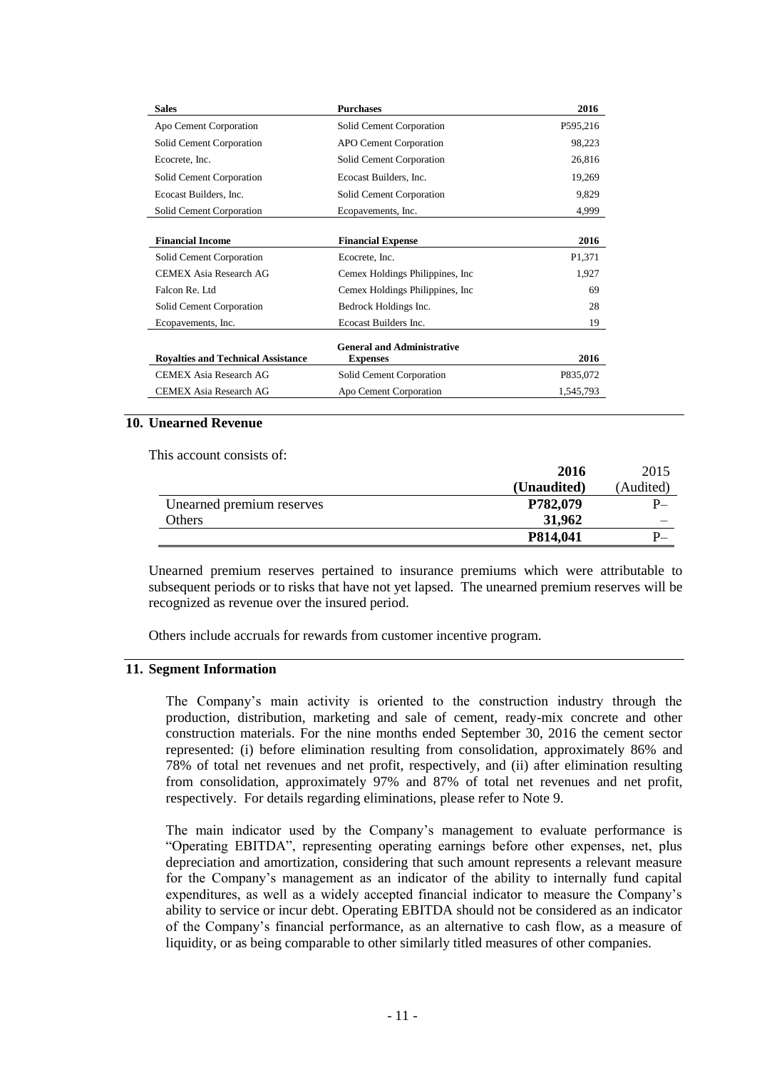| Sales | Purchases | 2016 |
|---|---|---|
| Apo Cement Corporation | Solid Cement Corporation | P595,216 |
| Solid Cement Corporation | APO Cement Corporation | 98,223 |
| Ecocrete, Inc. | Solid Cement Corporation | 26,816 |
| Solid Cement Corporation | Ecocast Builders, Inc. | 19,269 |
| Ecocast Builders, Inc. | Solid Cement Corporation | 9,829 |
| Solid Cement Corporation | Ecopavements, Inc. | 4,999 |

| Financial Income | Financial Expense | 2016 |
|---|---|---|
| Solid Cement Corporation | Ecocrete, Inc. | P1,371 |
| CEMEX Asia Research AG | Cemex Holdings Philippines, Inc | 1,927 |
| Falcon Re. Ltd | Cemex Holdings Philippines, Inc | 69 |
| Solid Cement Corporation | Bedrock Holdings Inc. | 28 |
| Ecopavements, Inc. | Ecocast Builders Inc. | 19 |

| Royalties and Technical Assistance | General and Administrative Expenses | 2016 |
|---|---|---|
| CEMEX Asia Research AG | Solid Cement Corporation | P835,072 |
| CEMEX Asia Research AG | Apo Cement Corporation | 1,545,793 |

## 10. Unearned Revenue

This account consists of:

| | 2016 (Unaudited) | 2015 (Audited) |
|---|---|---|
| Unearned premium reserves | P782,079 | P– |
| Others | 31,962 | – |
| | P814,041 | P– |

Unearned premium reserves pertained to insurance premiums which were attributable to subsequent periods or to risks that have not yet lapsed. The unearned premium reserves will be recognized as revenue over the insured period.

Others include accruals for rewards from customer incentive program.

## 11. Segment Information

The Company's main activity is oriented to the construction industry through the production, distribution, marketing and sale of cement, ready-mix concrete and other construction materials. For the nine months ended September 30, 2016 the cement sector represented: (i) before elimination resulting from consolidation, approximately 86% and 78% of total net revenues and net profit, respectively, and (ii) after elimination resulting from consolidation, approximately 97% and 87% of total net revenues and net profit, respectively. For details regarding eliminations, please refer to Note 9.

The main indicator used by the Company's management to evaluate performance is "Operating EBITDA", representing operating earnings before other expenses, net, plus depreciation and amortization, considering that such amount represents a relevant measure for the Company's management as an indicator of the ability to internally fund capital expenditures, as well as a widely accepted financial indicator to measure the Company's ability to service or incur debt. Operating EBITDA should not be considered as an indicator of the Company's financial performance, as an alternative to cash flow, as a measure of liquidity, or as being comparable to other similarly titled measures of other companies.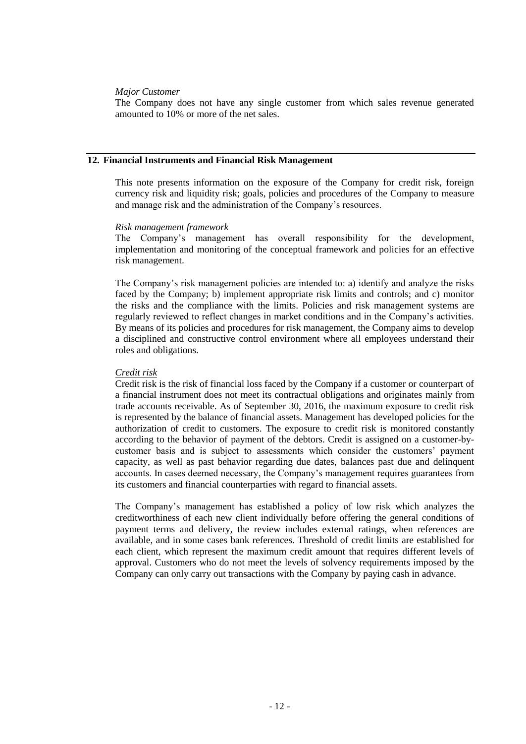*Major Customer*

The Company does not have any single customer from which sales revenue generated amounted to 10% or more of the net sales.

## 12. Financial Instruments and Financial Risk Management

This note presents information on the exposure of the Company for credit risk, foreign currency risk and liquidity risk; goals, policies and procedures of the Company to measure and manage risk and the administration of the Company's resources.

*Risk management framework*

The Company's management has overall responsibility for the development, implementation and monitoring of the conceptual framework and policies for an effective risk management.

The Company's risk management policies are intended to: a) identify and analyze the risks faced by the Company; b) implement appropriate risk limits and controls; and c) monitor the risks and the compliance with the limits. Policies and risk management systems are regularly reviewed to reflect changes in market conditions and in the Company's activities. By means of its policies and procedures for risk management, the Company aims to develop a disciplined and constructive control environment where all employees understand their roles and obligations.

*Credit risk*

Credit risk is the risk of financial loss faced by the Company if a customer or counterpart of a financial instrument does not meet its contractual obligations and originates mainly from trade accounts receivable. As of September 30, 2016, the maximum exposure to credit risk is represented by the balance of financial assets. Management has developed policies for the authorization of credit to customers. The exposure to credit risk is monitored constantly according to the behavior of payment of the debtors. Credit is assigned on a customer-by-customer basis and is subject to assessments which consider the customers' payment capacity, as well as past behavior regarding due dates, balances past due and delinquent accounts. In cases deemed necessary, the Company's management requires guarantees from its customers and financial counterparties with regard to financial assets.

The Company's management has established a policy of low risk which analyzes the creditworthiness of each new client individually before offering the general conditions of payment terms and delivery, the review includes external ratings, when references are available, and in some cases bank references. Threshold of credit limits are established for each client, which represent the maximum credit amount that requires different levels of approval. Customers who do not meet the levels of solvency requirements imposed by the Company can only carry out transactions with the Company by paying cash in advance.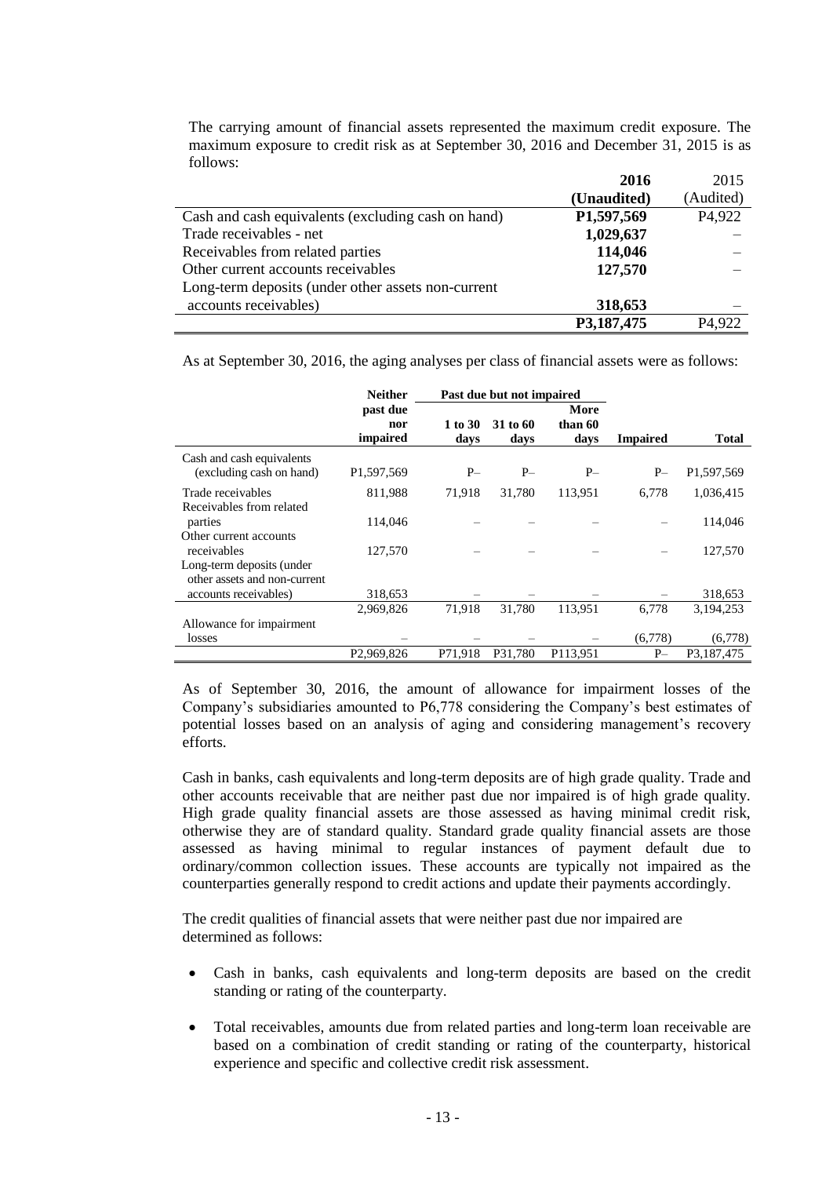The carrying amount of financial assets represented the maximum credit exposure. The maximum exposure to credit risk as at September 30, 2016 and December 31, 2015 is as follows:

| | **2016 (Unaudited)** | 2015 (Audited) |
|---|---|---|
| Cash and cash equivalents (excluding cash on hand) | **P1,597,569** | P4,922 |
| Trade receivables - net | **1,029,637** | – |
| Receivables from related parties | **114,046** | – |
| Other current accounts receivables | **127,570** | – |
| Long-term deposits (under other assets non-current accounts receivables) | **318,653** | – |
| | **P3,187,475** | P4,922 |

As at September 30, 2016, the aging analyses per class of financial assets were as follows:

| | **Neither past due nor impaired** | **Past due but not impaired** | | | | |
|---|---|---|---|---|---|---|
| | | **1 to 30 days** | **31 to 60 days** | **More than 60 days** | **Impaired** | **Total** |
| Cash and cash equivalents (excluding cash on hand) | P1,597,569 | P– | P– | P– | P– | P1,597,569 |
| Trade receivables | 811,988 | 71,918 | 31,780 | 113,951 | 6,778 | 1,036,415 |
| Receivables from related parties | 114,046 | – | – | – | – | 114,046 |
| Other current accounts receivables | 127,570 | – | – | – | – | 127,570 |
| Long-term deposits (under other assets and non-current accounts receivables) | 318,653 | – | – | – | – | 318,653 |
| | 2,969,826 | 71,918 | 31,780 | 113,951 | 6,778 | 3,194,253 |
| Allowance for impairment losses | – | – | – | – | (6,778) | (6,778) |
| | P2,969,826 | P71,918 | P31,780 | P113,951 | P– | P3,187,475 |

As of September 30, 2016, the amount of allowance for impairment losses of the Company's subsidiaries amounted to P6,778 considering the Company's best estimates of potential losses based on an analysis of aging and considering management's recovery efforts.

Cash in banks, cash equivalents and long-term deposits are of high grade quality. Trade and other accounts receivable that are neither past due nor impaired is of high grade quality. High grade quality financial assets are those assessed as having minimal credit risk, otherwise they are of standard quality. Standard grade quality financial assets are those assessed as having minimal to regular instances of payment default due to ordinary/common collection issues. These accounts are typically not impaired as the counterparties generally respond to credit actions and update their payments accordingly.

The credit qualities of financial assets that were neither past due nor impaired are determined as follows:

- Cash in banks, cash equivalents and long-term deposits are based on the credit standing or rating of the counterparty.
- Total receivables, amounts due from related parties and long-term loan receivable are based on a combination of credit standing or rating of the counterparty, historical experience and specific and collective credit risk assessment.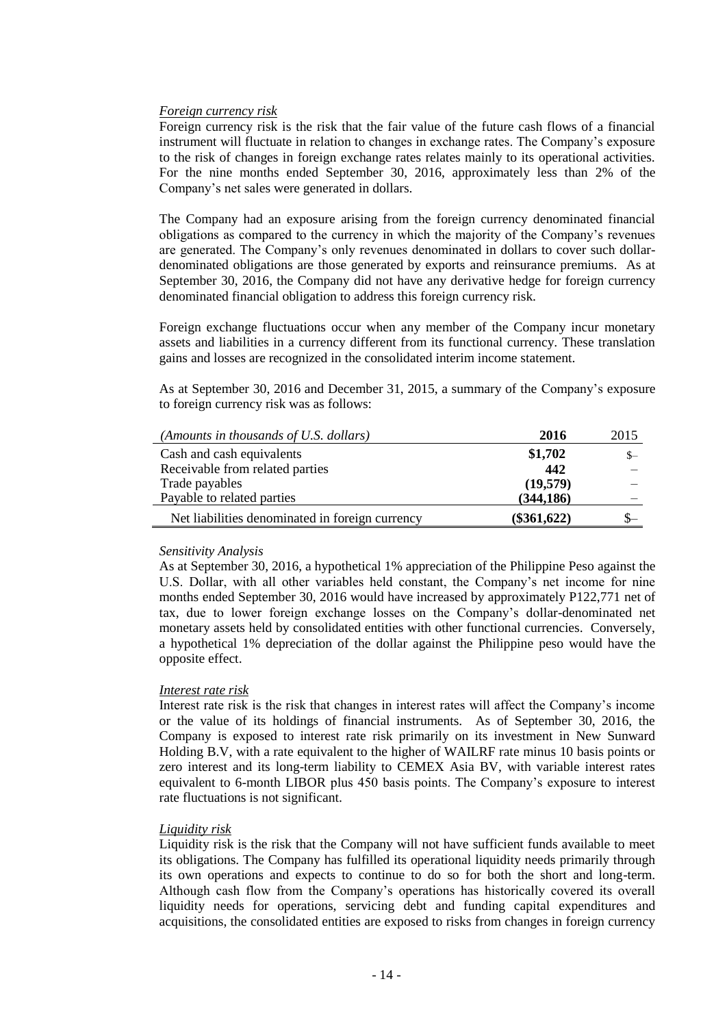*Foreign currency risk*
Foreign currency risk is the risk that the fair value of the future cash flows of a financial instrument will fluctuate in relation to changes in exchange rates. The Company's exposure to the risk of changes in foreign exchange rates relates mainly to its operational activities. For the nine months ended September 30, 2016, approximately less than 2% of the Company's net sales were generated in dollars.

The Company had an exposure arising from the foreign currency denominated financial obligations as compared to the currency in which the majority of the Company's revenues are generated. The Company's only revenues denominated in dollars to cover such dollar-denominated obligations are those generated by exports and reinsurance premiums. As at September 30, 2016, the Company did not have any derivative hedge for foreign currency denominated financial obligation to address this foreign currency risk.

Foreign exchange fluctuations occur when any member of the Company incur monetary assets and liabilities in a currency different from its functional currency. These translation gains and losses are recognized in the consolidated interim income statement.

As at September 30, 2016 and December 31, 2015, a summary of the Company's exposure to foreign currency risk was as follows:

| *(Amounts in thousands of U.S. dollars)* | **2016** | 2015 |
|---|---|---|
| Cash and cash equivalents | **\$1,702** | \$– |
| Receivable from related parties | **442** | – |
| Trade payables | **(19,579)** | – |
| Payable to related parties | **(344,186)** | – |
| Net liabilities denominated in foreign currency | **(\$361,622)** | \$– |

*Sensitivity Analysis*
As at September 30, 2016, a hypothetical 1% appreciation of the Philippine Peso against the U.S. Dollar, with all other variables held constant, the Company's net income for nine months ended September 30, 2016 would have increased by approximately P122,771 net of tax, due to lower foreign exchange losses on the Company's dollar-denominated net monetary assets held by consolidated entities with other functional currencies. Conversely, a hypothetical 1% depreciation of the dollar against the Philippine peso would have the opposite effect.

*Interest rate risk*
Interest rate risk is the risk that changes in interest rates will affect the Company's income or the value of its holdings of financial instruments. As of September 30, 2016, the Company is exposed to interest rate risk primarily on its investment in New Sunward Holding B.V, with a rate equivalent to the higher of WAILRF rate minus 10 basis points or zero interest and its long-term liability to CEMEX Asia BV, with variable interest rates equivalent to 6-month LIBOR plus 450 basis points. The Company's exposure to interest rate fluctuations is not significant.

*Liquidity risk*
Liquidity risk is the risk that the Company will not have sufficient funds available to meet its obligations. The Company has fulfilled its operational liquidity needs primarily through its own operations and expects to continue to do so for both the short and long-term. Although cash flow from the Company's operations has historically covered its overall liquidity needs for operations, servicing debt and funding capital expenditures and acquisitions, the consolidated entities are exposed to risks from changes in foreign currency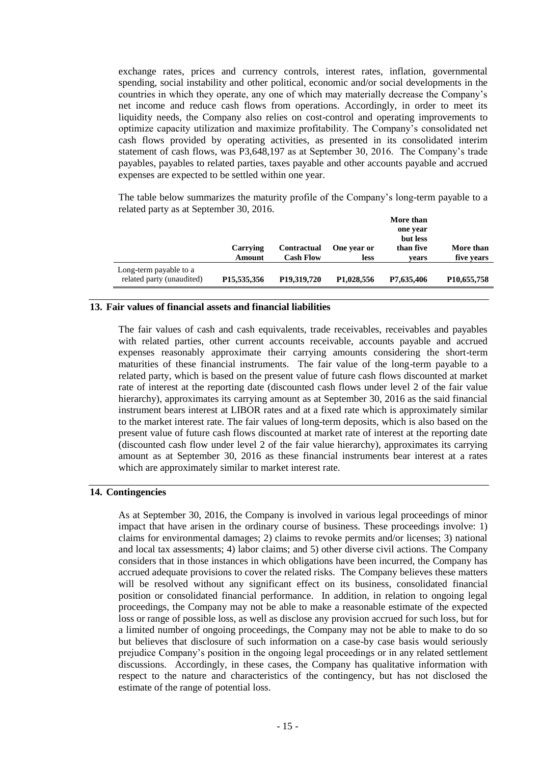exchange rates, prices and currency controls, interest rates, inflation, governmental spending, social instability and other political, economic and/or social developments in the countries in which they operate, any one of which may materially decrease the Company's net income and reduce cash flows from operations. Accordingly, in order to meet its liquidity needs, the Company also relies on cost-control and operating improvements to optimize capacity utilization and maximize profitability. The Company's consolidated net cash flows provided by operating activities, as presented in its consolidated interim statement of cash flows, was P3,648,197 as at September 30, 2016. The Company's trade payables, payables to related parties, taxes payable and other accounts payable and accrued expenses are expected to be settled within one year.

The table below summarizes the maturity profile of the Company's long-term payable to a related party as at September 30, 2016.

| | Carrying Amount | Contractual Cash Flow | One year or less | More than one year but less than five years | More than five years |
|---|---|---|---|---|---|
| Long-term payable to a related party (unaudited) | P15,535,356 | P19,319,720 | P1,028,556 | P7,635,406 | P10,655,758 |

## 13. Fair values of financial assets and financial liabilities

The fair values of cash and cash equivalents, trade receivables, receivables and payables with related parties, other current accounts receivable, accounts payable and accrued expenses reasonably approximate their carrying amounts considering the short-term maturities of these financial instruments. The fair value of the long-term payable to a related party, which is based on the present value of future cash flows discounted at market rate of interest at the reporting date (discounted cash flows under level 2 of the fair value hierarchy), approximates its carrying amount as at September 30, 2016 as the said financial instrument bears interest at LIBOR rates and at a fixed rate which is approximately similar to the market interest rate. The fair values of long-term deposits, which is also based on the present value of future cash flows discounted at market rate of interest at the reporting date (discounted cash flow under level 2 of the fair value hierarchy), approximates its carrying amount as at September 30, 2016 as these financial instruments bear interest at a rates which are approximately similar to market interest rate.

## 14. Contingencies

As at September 30, 2016, the Company is involved in various legal proceedings of minor impact that have arisen in the ordinary course of business. These proceedings involve: 1) claims for environmental damages; 2) claims to revoke permits and/or licenses; 3) national and local tax assessments; 4) labor claims; and 5) other diverse civil actions. The Company considers that in those instances in which obligations have been incurred, the Company has accrued adequate provisions to cover the related risks. The Company believes these matters will be resolved without any significant effect on its business, consolidated financial position or consolidated financial performance. In addition, in relation to ongoing legal proceedings, the Company may not be able to make a reasonable estimate of the expected loss or range of possible loss, as well as disclose any provision accrued for such loss, but for a limited number of ongoing proceedings, the Company may not be able to make to do so but believes that disclosure of such information on a case-by case basis would seriously prejudice Company's position in the ongoing legal proceedings or in any related settlement discussions. Accordingly, in these cases, the Company has qualitative information with respect to the nature and characteristics of the contingency, but has not disclosed the estimate of the range of potential loss.